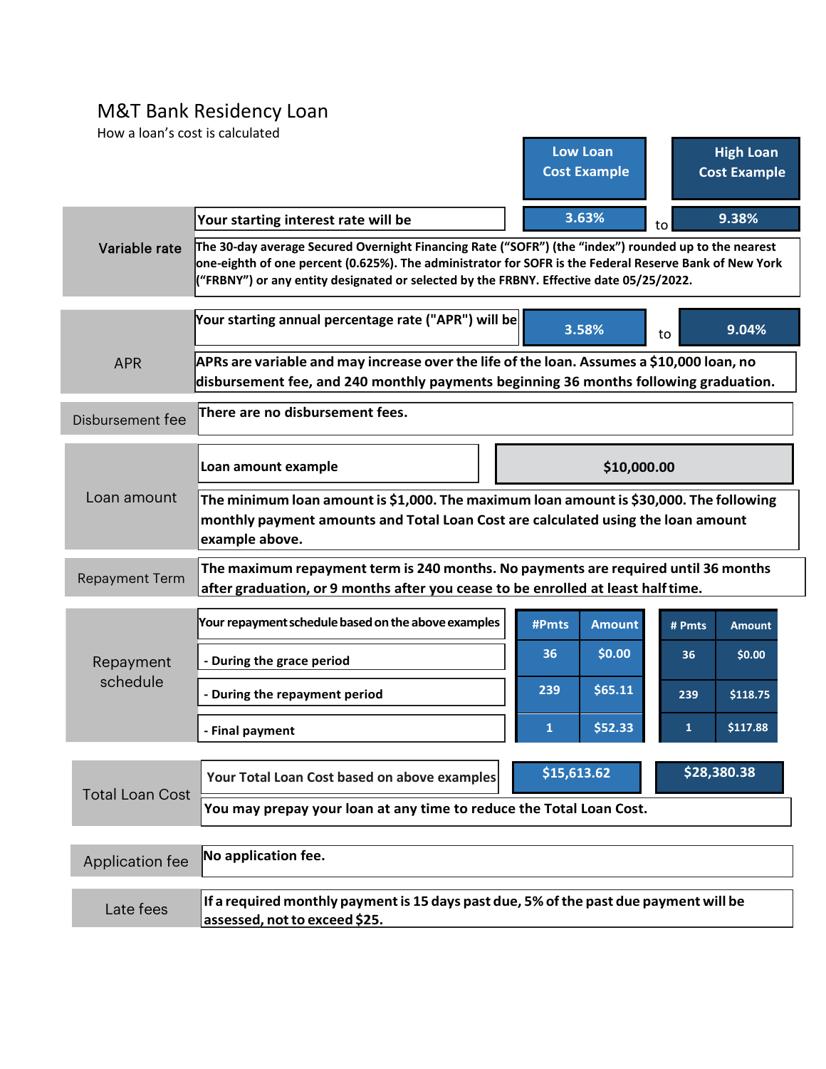# M&T Bank Residency Loan

How a loan's cost is calculated

| | | Low Loan Cost Example | | High Loan Cost Example |
|---|---|---|---|---|
| **Variable rate** | **Your starting interest rate will be** | 3.63% | to | 9.38% |
| | **The 30-day average Secured Overnight Financing Rate ("SOFR") (the "index") rounded up to the nearest one-eighth of one percent (0.625%). The administrator for SOFR is the Federal Reserve Bank of New York ("FRBNY") or any entity designated or selected by the FRBNY. Effective date 05/25/2022.** | | | |
| APR | **Your starting annual percentage rate ("APR") will be** | 3.58% | to | 9.04% |
| | **APRs are variable and may increase over the life of the loan. Assumes a $10,000 loan, no disbursement fee, and 240 monthly payments beginning 36 months following graduation.** | | | |
| Disbursement fee | **There are no disbursement fees.** | | | |
| Loan amount | **Loan amount example** | $10,000.00 | | |
| | **The minimum loan amount is $1,000. The maximum loan amount is $30,000. The following monthly payment amounts and Total Loan Cost are calculated using the loan amount example above.** | | | |
| Repayment Term | **The maximum repayment term is 240 months. No payments are required until 36 months after graduation, or 9 months after you cease to be enrolled at least half time.** | | | |

| Repayment schedule | Your repayment schedule based on the above examples | #Pmts | Amount | # Pmts | Amount |
|---|---|---|---|---|---|
| | - During the grace period | 36 | $0.00 | 36 | $0.00 |
| | - During the repayment period | 239 | $65.11 | 239 | $118.75 |
| | - Final payment | 1 | $52.33 | 1 | $117.88 |

| | | Low Loan Cost Example | High Loan Cost Example |
|---|---|---|---|
| Total Loan Cost | **Your Total Loan Cost based on above examples** | $15,613.62 | $28,380.38 |
| | **You may prepay your loan at any time to reduce the Total Loan Cost.** | | |
| Application fee | **No application fee.** | | |
| Late fees | **If a required monthly payment is 15 days past due, 5% of the past due payment will be assessed, not to exceed $25.** | | |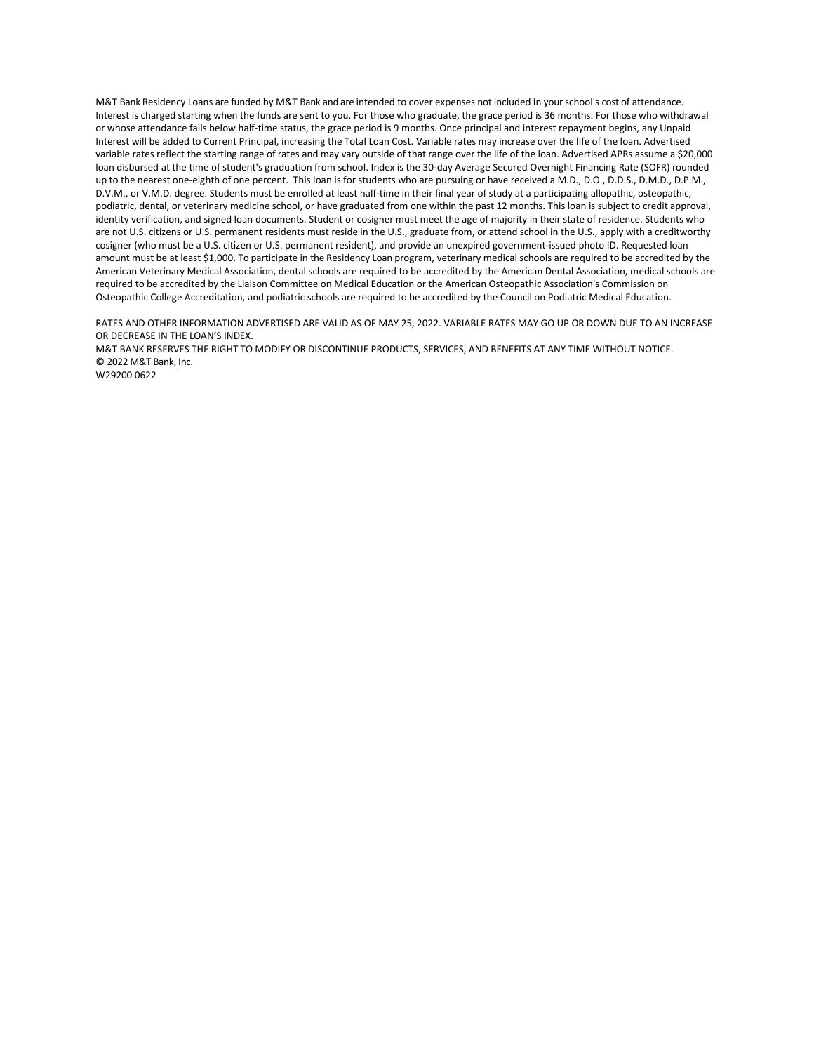M&T Bank Residency Loans are funded by M&T Bank and are intended to cover expenses not included in your school's cost of attendance. Interest is charged starting when the funds are sent to you. For those who graduate, the grace period is 36 months. For those who withdrawal or whose attendance falls below half-time status, the grace period is 9 months. Once principal and interest repayment begins, any Unpaid Interest will be added to Current Principal, increasing the Total Loan Cost. Variable rates may increase over the life of the loan. Advertised variable rates reflect the starting range of rates and may vary outside of that range over the life of the loan. Advertised APRs assume a $20,000 loan disbursed at the time of student's graduation from school. Index is the 30-day Average Secured Overnight Financing Rate (SOFR) rounded up to the nearest one-eighth of one percent. This loan is for students who are pursuing or have received a M.D., D.O., D.D.S., D.M.D., D.P.M., D.V.M., or V.M.D. degree. Students must be enrolled at least half-time in their final year of study at a participating allopathic, osteopathic, podiatric, dental, or veterinary medicine school, or have graduated from one within the past 12 months. This loan is subject to credit approval, identity verification, and signed loan documents. Student or cosigner must meet the age of majority in their state of residence. Students who are not U.S. citizens or U.S. permanent residents must reside in the U.S., graduate from, or attend school in the U.S., apply with a creditworthy cosigner (who must be a U.S. citizen or U.S. permanent resident), and provide an unexpired government-issued photo ID. Requested loan amount must be at least $1,000. To participate in the Residency Loan program, veterinary medical schools are required to be accredited by the American Veterinary Medical Association, dental schools are required to be accredited by the American Dental Association, medical schools are required to be accredited by the Liaison Committee on Medical Education or the American Osteopathic Association's Commission on Osteopathic College Accreditation, and podiatric schools are required to be accredited by the Council on Podiatric Medical Education.

RATES AND OTHER INFORMATION ADVERTISED ARE VALID AS OF MAY 25, 2022. VARIABLE RATES MAY GO UP OR DOWN DUE TO AN INCREASE OR DECREASE IN THE LOAN'S INDEX.
M&T BANK RESERVES THE RIGHT TO MODIFY OR DISCONTINUE PRODUCTS, SERVICES, AND BENEFITS AT ANY TIME WITHOUT NOTICE.
© 2022 M&T Bank, Inc.
W29200 0622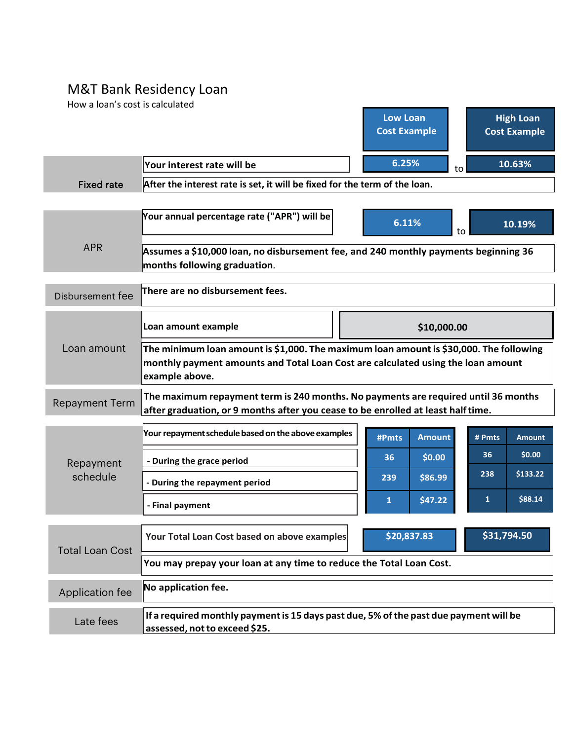# M&T Bank Residency Loan

How a loan's cost is calculated

| | | Low Loan Cost Example | | High Loan Cost Example |
|---|---|---|---|---|
| **Fixed rate** | **Your interest rate will be** | **6.25%** | to | **10.63%** |
| | **After the interest rate is set, it will be fixed for the term of the loan.** | | | |
| **APR** | **Your annual percentage rate ("APR") will be** | **6.11%** | to | **10.19%** |
| | **Assumes a $10,000 loan, no disbursement fee, and 240 monthly payments beginning 36 months following graduation.** | | | |
| **Disbursement fee** | **There are no disbursement fees.** | | | |
| **Loan amount** | **Loan amount example** | **$10,000.00** | | |
| | **The minimum loan amount is $1,000. The maximum loan amount is $30,000. The following monthly payment amounts and Total Loan Cost are calculated using the loan amount example above.** | | | |
| **Repayment Term** | **The maximum repayment term is 240 months. No payments are required until 36 months after graduation, or 9 months after you cease to be enrolled at least half time.** | | | |

| Repayment schedule | **Your repayment schedule based on the above examples** | **#Pmts** | **Amount** | **# Pmts** | **Amount** |
|---|---|---|---|---|---|
| | **- During the grace period** | 36 | $0.00 | 36 | $0.00 |
| | **- During the repayment period** | 239 | $86.99 | 238 | $133.22 |
| | **- Final payment** | 1 | $47.22 | 1 | $88.14 |

| | | | |
|---|---|---|---|
| **Total Loan Cost** | **Your Total Loan Cost based on above examples** | **$20,837.83** | **$31,794.50** |
| | **You may prepay your loan at any time to reduce the Total Loan Cost.** | | |
| **Application fee** | **No application fee.** | | |
| **Late fees** | **If a required monthly payment is 15 days past due, 5% of the past due payment will be assessed, not to exceed $25.** | | |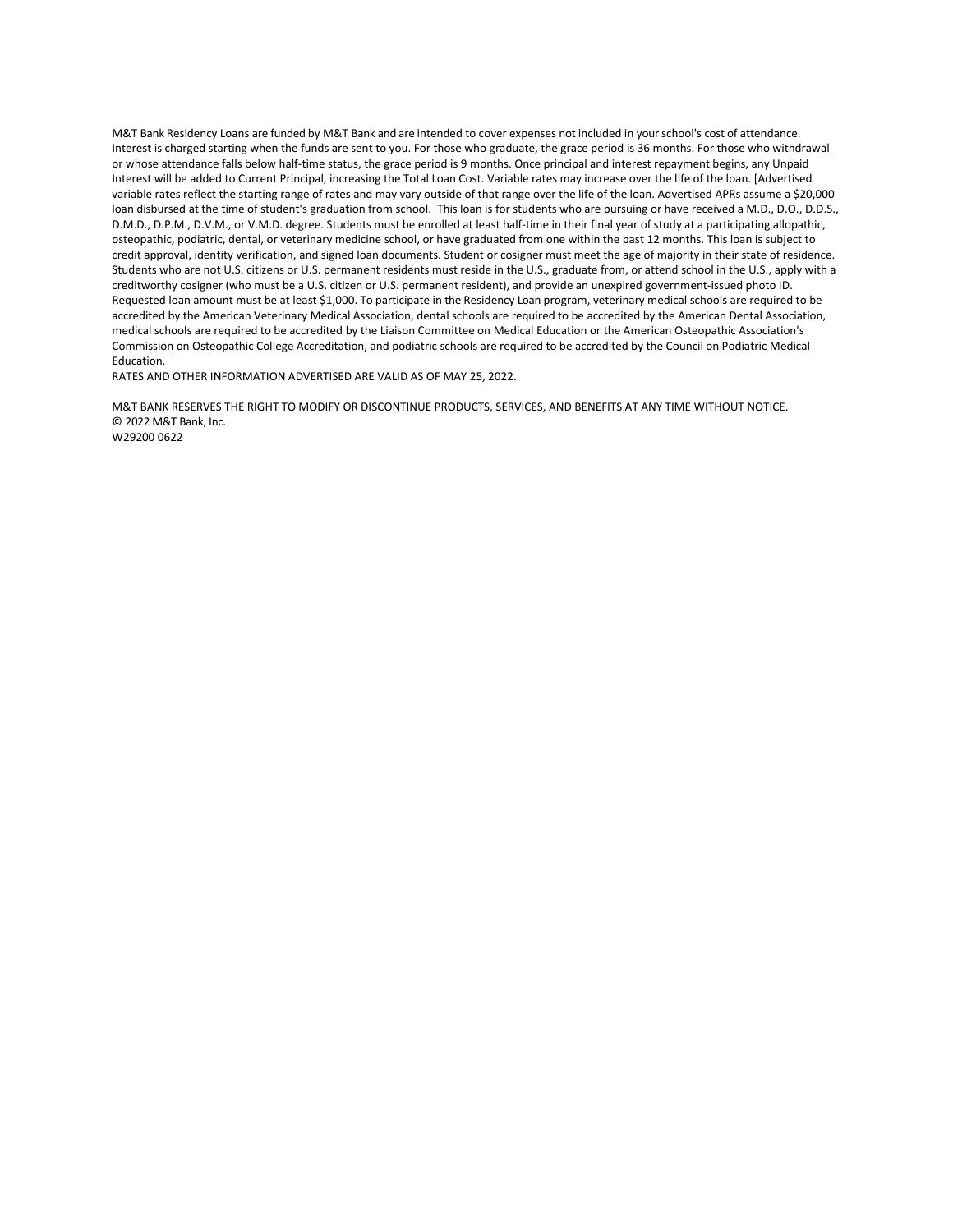M&T Bank Residency Loans are funded by M&T Bank and are intended to cover expenses not included in your school's cost of attendance. Interest is charged starting when the funds are sent to you. For those who graduate, the grace period is 36 months. For those who withdrawal or whose attendance falls below half-time status, the grace period is 9 months. Once principal and interest repayment begins, any Unpaid Interest will be added to Current Principal, increasing the Total Loan Cost. Variable rates may increase over the life of the loan. [Advertised variable rates reflect the starting range of rates and may vary outside of that range over the life of the loan. Advertised APRs assume a $20,000 loan disbursed at the time of student's graduation from school. This loan is for students who are pursuing or have received a M.D., D.O., D.D.S., D.M.D., D.P.M., D.V.M., or V.M.D. degree. Students must be enrolled at least half-time in their final year of study at a participating allopathic, osteopathic, podiatric, dental, or veterinary medicine school, or have graduated from one within the past 12 months. This loan is subject to credit approval, identity verification, and signed loan documents. Student or cosigner must meet the age of majority in their state of residence. Students who are not U.S. citizens or U.S. permanent residents must reside in the U.S., graduate from, or attend school in the U.S., apply with a creditworthy cosigner (who must be a U.S. citizen or U.S. permanent resident), and provide an unexpired government-issued photo ID. Requested loan amount must be at least $1,000. To participate in the Residency Loan program, veterinary medical schools are required to be accredited by the American Veterinary Medical Association, dental schools are required to be accredited by the American Dental Association, medical schools are required to be accredited by the Liaison Committee on Medical Education or the American Osteopathic Association's Commission on Osteopathic College Accreditation, and podiatric schools are required to be accredited by the Council on Podiatric Medical Education.

RATES AND OTHER INFORMATION ADVERTISED ARE VALID AS OF MAY 25, 2022.

M&T BANK RESERVES THE RIGHT TO MODIFY OR DISCONTINUE PRODUCTS, SERVICES, AND BENEFITS AT ANY TIME WITHOUT NOTICE.
© 2022 M&T Bank, Inc.
W29200 0622